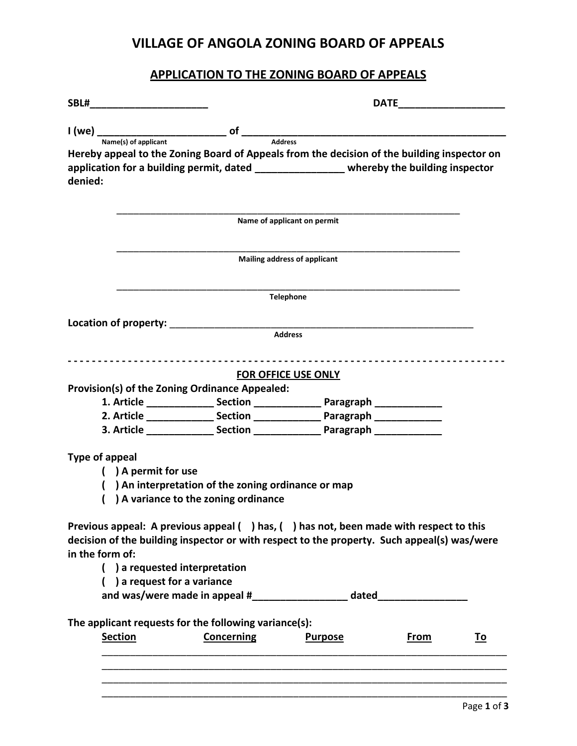# VILLAGE OF ANGOLA ZONING BOARD OF APPEALS

## APPLICATION TO THE ZONING BOARD OF APPEALS

**SBL#_____________________** **DATE___________________**

**I (we) _______________________ of _________________________________________________**
Name(s) of applicant Address

**Hereby appeal to the Zoning Board of Appeals from the decision of the building inspector on application for a building permit, dated ________________ whereby the building inspector denied:**

_____________________________________________________________________
**Name of applicant on permit**

_____________________________________________________________________
**Mailing address of applicant**

_____________________________________________________________________
**Telephone**

**Location of property:** ___________________________________________________________
**Address**

- - - - - - - - - - - - - - - - - - - - - - - - - - - - - - - - - - - - - - - - - - - - - - - - - - - - - - - - - - - - - - - - - - - - - - -

**FOR OFFICE USE ONLY**

**Provision(s) of the Zoning Ordinance Appealed:**

1. **Article ____________ Section ____________ Paragraph ____________**
2. **Article ____________ Section ____________ Paragraph ____________**
3. **Article ____________ Section ____________ Paragraph ____________**

**Type of appeal**

- **( ) A permit for use**
- **( ) An interpretation of the zoning ordinance or map**
- **( ) A variance to the zoning ordinance**

**Previous appeal: A previous appeal ( ) has, ( ) has not, been made with respect to this decision of the building inspector or with respect to the property. Such appeal(s) was/were in the form of:**

- **( ) a requested interpretation**
- **( ) a request for a variance**

**and was/were made in appeal #_________________ dated________________**

**The applicant requests for the following variance(s):**

| Section | Concerning | Purpose | From | To |
|---|---|---|---|---|
| | | | | |
| | | | | |
| | | | | |
| | | | | |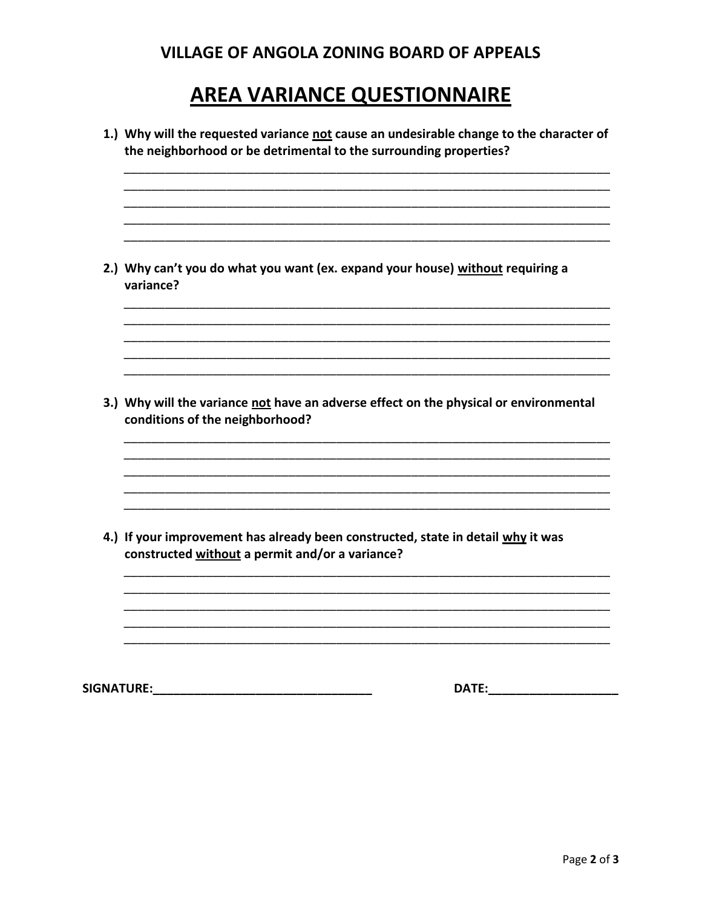## VILLAGE OF ANGOLA ZONING BOARD OF APPEALS

# AREA VARIANCE QUESTIONNAIRE

1.) **Why will the requested variance <u>not</u> cause an undesirable change to the character of the neighborhood or be detrimental to the surrounding properties?**

______________________________________________________________________________
______________________________________________________________________________
______________________________________________________________________________
______________________________________________________________________________
______________________________________________________________________________

2.) **Why can't you do what you want (ex. expand your house) <u>without</u> requiring a variance?**

______________________________________________________________________________
______________________________________________________________________________
______________________________________________________________________________
______________________________________________________________________________
______________________________________________________________________________

3.) **Why will the variance <u>not</u> have an adverse effect on the physical or environmental conditions of the neighborhood?**

______________________________________________________________________________
______________________________________________________________________________
______________________________________________________________________________
______________________________________________________________________________
______________________________________________________________________________

4.) **If your improvement has already been constructed, state in detail <u>why</u> it was constructed <u>without</u> a permit and/or a variance?**

______________________________________________________________________________
______________________________________________________________________________
______________________________________________________________________________
______________________________________________________________________________
______________________________________________________________________________

**SIGNATURE:**_________________________________ **DATE:**____________________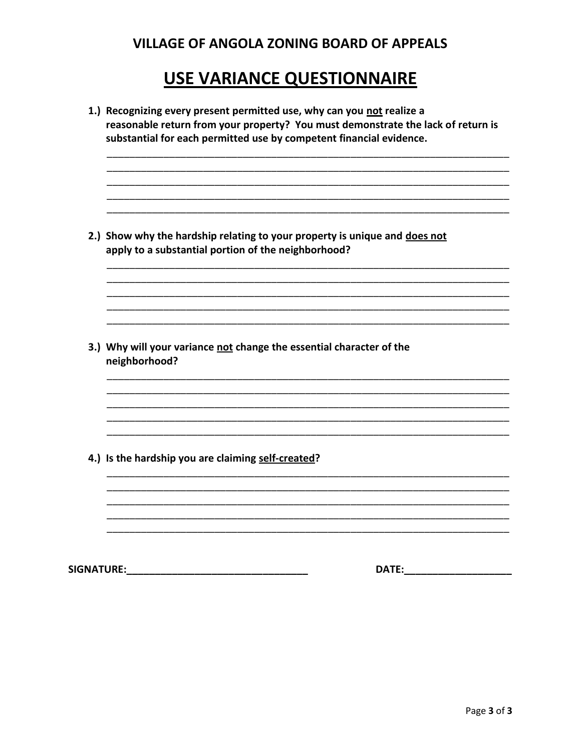## VILLAGE OF ANGOLA ZONING BOARD OF APPEALS

# USE VARIANCE QUESTIONNAIRE

1.) **Recognizing every present permitted use, why can you <u>not</u> realize a reasonable return from your property? You must demonstrate the lack of return is substantial for each permitted use by competent financial evidence.**

______________________________________________________________________________
______________________________________________________________________________
______________________________________________________________________________
______________________________________________________________________________
______________________________________________________________________________

2.) **Show why the hardship relating to your property is unique and <u>does not</u> apply to a substantial portion of the neighborhood?**

______________________________________________________________________________
______________________________________________________________________________
______________________________________________________________________________
______________________________________________________________________________
______________________________________________________________________________

3.) **Why will your variance <u>not</u> change the essential character of the neighborhood?**

______________________________________________________________________________
______________________________________________________________________________
______________________________________________________________________________
______________________________________________________________________________
______________________________________________________________________________

4.) **Is the hardship you are claiming <u>self-created</u>?**

______________________________________________________________________________
______________________________________________________________________________
______________________________________________________________________________
______________________________________________________________________________
______________________________________________________________________________

**SIGNATURE:**________________________________ **DATE:**___________________